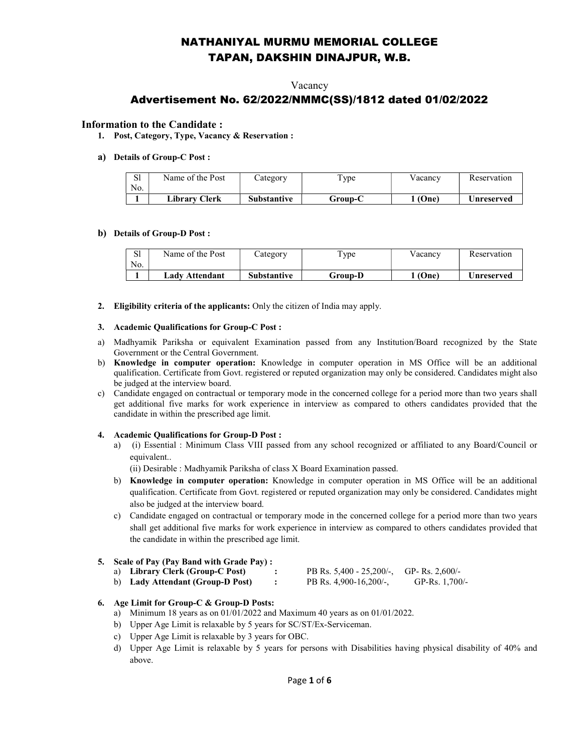# NATHANIYAL MURMU MEMORIAL COLLEGE
# TAPAN, DAKSHIN DINAJPUR, W.B.

Vacancy

## Advertisement No. 62/2022/NMMC(SS)/1812 dated 01/02/2022

### Information to the Candidate :

1. **Post, Category, Type, Vacancy & Reservation :**

**a) Details of Group-C Post :**

| Sl No. | Name of the Post | Category | Type | Vacancy | Reservation |
|---|---|---|---|---|---|
| **1** | **Library Clerk** | **Substantive** | **Group-C** | **1 (One)** | **Unreserved** |

**b) Details of Group-D Post :**

| Sl No. | Name of the Post | Category | Type | Vacancy | Reservation |
|---|---|---|---|---|---|
| **1** | **Lady Attendant** | **Substantive** | **Group-D** | **1 (One)** | **Unreserved** |

2. **Eligibility criteria of the applicants:** Only the citizen of India may apply.

3. **Academic Qualifications for Group-C Post :**

a) Madhyamik Pariksha or equivalent Examination passed from any Institution/Board recognized by the State Government or the Central Government.

b) **Knowledge in computer operation:** Knowledge in computer operation in MS Office will be an additional qualification. Certificate from Govt. registered or reputed organization may only be considered. Candidates might also be judged at the interview board.

c) Candidate engaged on contractual or temporary mode in the concerned college for a period more than two years shall get additional five marks for work experience in interview as compared to others candidates provided that the candidate in within the prescribed age limit.

4. **Academic Qualifications for Group-D Post :**

a) (i) Essential : Minimum Class VIII passed from any school recognized or affiliated to any Board/Council or equivalent..

(ii) Desirable : Madhyamik Pariksha of class X Board Examination passed.

b) **Knowledge in computer operation:** Knowledge in computer operation in MS Office will be an additional qualification. Certificate from Govt. registered or reputed organization may only be considered. Candidates might also be judged at the interview board.

c) Candidate engaged on contractual or temporary mode in the concerned college for a period more than two years shall get additional five marks for work experience in interview as compared to others candidates provided that the candidate in within the prescribed age limit.

5. **Scale of Pay (Pay Band with Grade Pay) :**

a) **Library Clerk (Group-C Post)** : PB Rs. 5,400 - 25,200/-, GP- Rs. 2,600/-

b) **Lady Attendant (Group-D Post)** : PB Rs. 4,900-16,200/-, GP-Rs. 1,700/-

6. **Age Limit for Group-C & Group-D Posts:**

a) Minimum 18 years as on 01/01/2022 and Maximum 40 years as on 01/01/2022.

b) Upper Age Limit is relaxable by 5 years for SC/ST/Ex-Serviceman.

c) Upper Age Limit is relaxable by 3 years for OBC.

d) Upper Age Limit is relaxable by 5 years for persons with Disabilities having physical disability of 40% and above.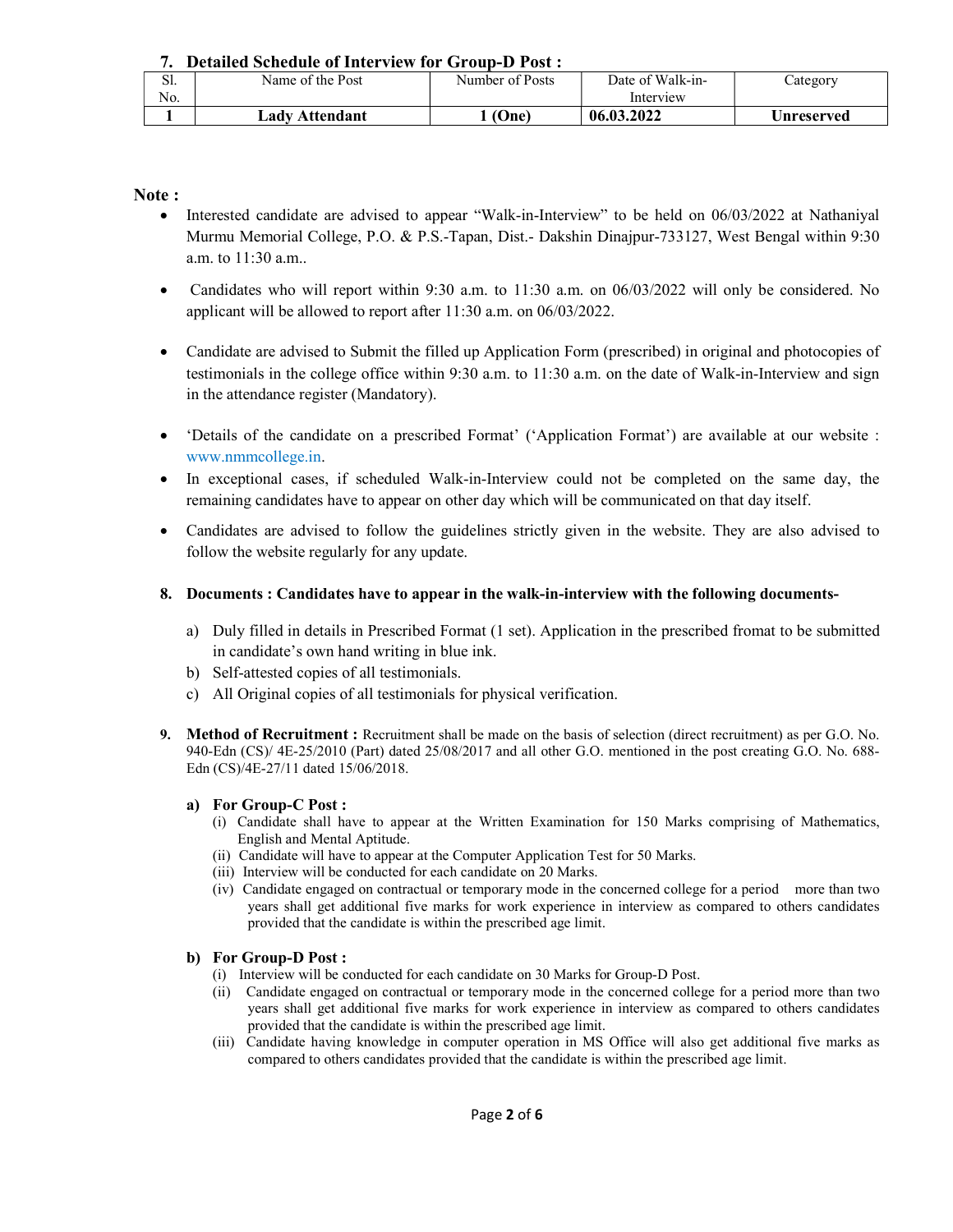## 7. Detailed Schedule of Interview for Group-D Post :

| Sl. No. | Name of the Post | Number of Posts | Date of Walk-in-Interview | Category |
|---|---|---|---|---|
| **1** | **Lady Attendant** | **1 (One)** | **06.03.2022** | **Unreserved** |

**Note :**

- Interested candidate are advised to appear "Walk-in-Interview" to be held on 06/03/2022 at Nathaniyal Murmu Memorial College, P.O. & P.S.-Tapan, Dist.- Dakshin Dinajpur-733127, West Bengal within 9:30 a.m. to 11:30 a.m..
- Candidates who will report within 9:30 a.m. to 11:30 a.m. on 06/03/2022 will only be considered. No applicant will be allowed to report after 11:30 a.m. on 06/03/2022.
- Candidate are advised to Submit the filled up Application Form (prescribed) in original and photocopies of testimonials in the college office within 9:30 a.m. to 11:30 a.m. on the date of Walk-in-Interview and sign in the attendance register (Mandatory).
- 'Details of the candidate on a prescribed Format' ('Application Format') are available at our website : www.nmmcollege.in.
- In exceptional cases, if scheduled Walk-in-Interview could not be completed on the same day, the remaining candidates have to appear on other day which will be communicated on that day itself.
- Candidates are advised to follow the guidelines strictly given in the website. They are also advised to follow the website regularly for any update.

## 8. Documents : Candidates have to appear in the walk-in-interview with the following documents-

a) Duly filled in details in Prescribed Format (1 set). Application in the prescribed fromat to be submitted in candidate's own hand writing in blue ink.

b) Self-attested copies of all testimonials.

c) All Original copies of all testimonials for physical verification.

## 9. Method of Recruitment : 

Recruitment shall be made on the basis of selection (direct recruitment) as per G.O. No. 940-Edn (CS)/ 4E-25/2010 (Part) dated 25/08/2017 and all other G.O. mentioned in the post creating G.O. No. 688-Edn (CS)/4E-27/11 dated 15/06/2018.

**a) For Group-C Post :**

(i) Candidate shall have to appear at the Written Examination for 150 Marks comprising of Mathematics, English and Mental Aptitude.

(ii) Candidate will have to appear at the Computer Application Test for 50 Marks.

(iii) Interview will be conducted for each candidate on 20 Marks.

(iv) Candidate engaged on contractual or temporary mode in the concerned college for a period more than two years shall get additional five marks for work experience in interview as compared to others candidates provided that the candidate is within the prescribed age limit.

**b) For Group-D Post :**

(i) Interview will be conducted for each candidate on 30 Marks for Group-D Post.

(ii) Candidate engaged on contractual or temporary mode in the concerned college for a period more than two years shall get additional five marks for work experience in interview as compared to others candidates provided that the candidate is within the prescribed age limit.

(iii) Candidate having knowledge in computer operation in MS Office will also get additional five marks as compared to others candidates provided that the candidate is within the prescribed age limit.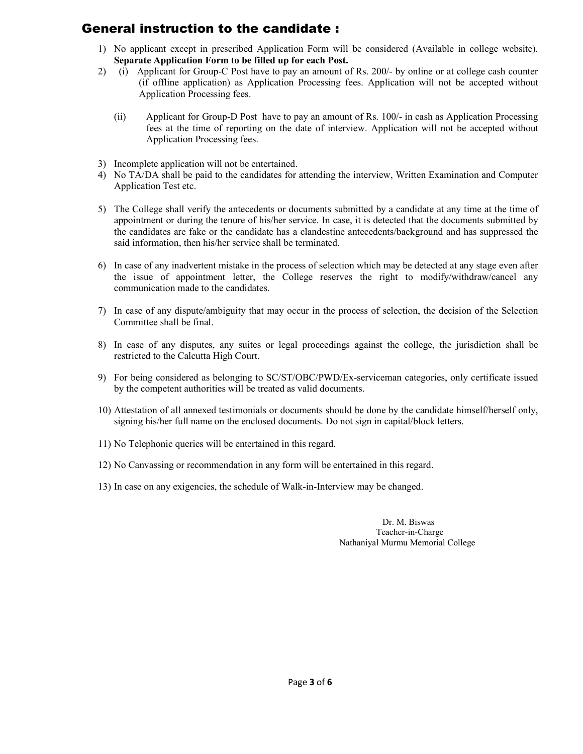## General instruction to the candidate :

1) No applicant except in prescribed Application Form will be considered (Available in college website). **Separate Application Form to be filled up for each Post.**
2) (i) Applicant for Group-C Post have to pay an amount of Rs. 200/- by online or at college cash counter (if offline application) as Application Processing fees. Application will not be accepted without Application Processing fees.

   (ii) Applicant for Group-D Post have to pay an amount of Rs. 100/- in cash as Application Processing fees at the time of reporting on the date of interview. Application will not be accepted without Application Processing fees.

3) Incomplete application will not be entertained.
4) No TA/DA shall be paid to the candidates for attending the interview, Written Examination and Computer Application Test etc.
5) The College shall verify the antecedents or documents submitted by a candidate at any time at the time of appointment or during the tenure of his/her service. In case, it is detected that the documents submitted by the candidates are fake or the candidate has a clandestine antecedents/background and has suppressed the said information, then his/her service shall be terminated.
6) In case of any inadvertent mistake in the process of selection which may be detected at any stage even after the issue of appointment letter, the College reserves the right to modify/withdraw/cancel any communication made to the candidates.
7) In case of any dispute/ambiguity that may occur in the process of selection, the decision of the Selection Committee shall be final.
8) In case of any disputes, any suites or legal proceedings against the college, the jurisdiction shall be restricted to the Calcutta High Court.
9) For being considered as belonging to SC/ST/OBC/PWD/Ex-serviceman categories, only certificate issued by the competent authorities will be treated as valid documents.
10) Attestation of all annexed testimonials or documents should be done by the candidate himself/herself only, signing his/her full name on the enclosed documents. Do not sign in capital/block letters.
11) No Telephonic queries will be entertained in this regard.
12) No Canvassing or recommendation in any form will be entertained in this regard.
13) In case on any exigencies, the schedule of Walk-in-Interview may be changed.

Dr. M. Biswas
Teacher-in-Charge
Nathaniyal Murmu Memorial College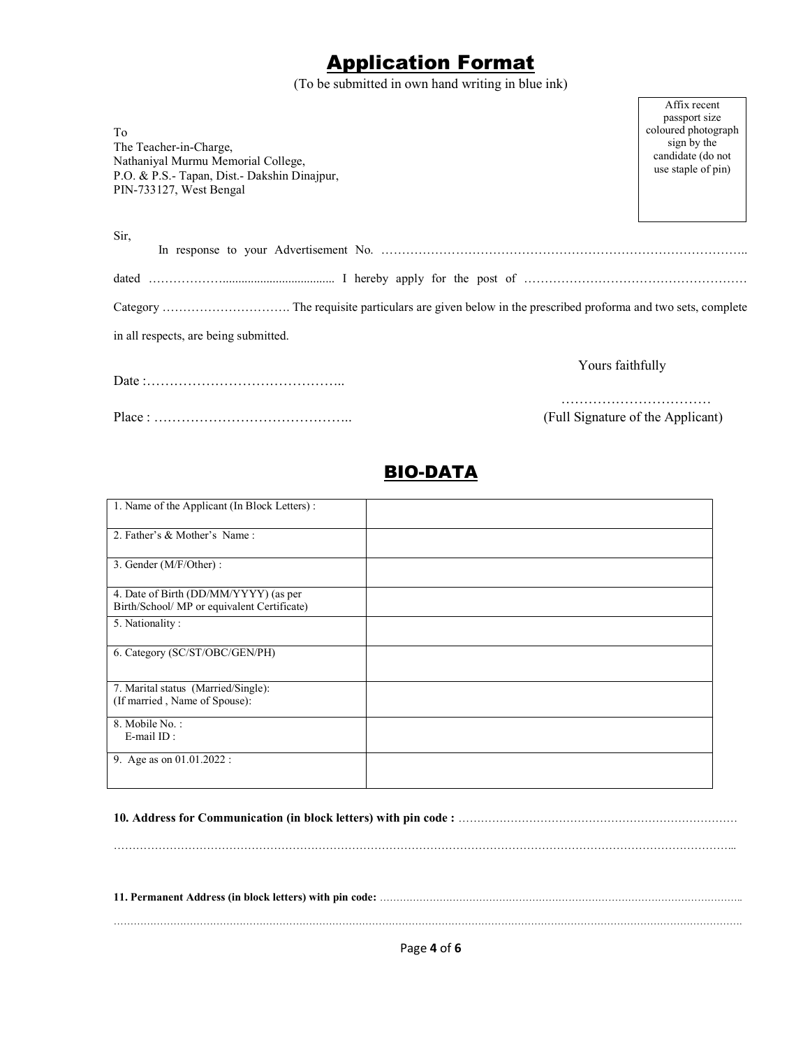# Application Format

(To be submitted in own hand writing in blue ink)

Affix recent passport size coloured photograph sign by the candidate (do not use staple of pin)

To
The Teacher-in-Charge,
Nathaniyal Murmu Memorial College,
P.O. & P.S.- Tapan, Dist.- Dakshin Dinajpur,
PIN-733127, West Bengal

Sir,

In response to your Advertisement No. ……………………………………………………………………………..

dated ………………................................... I hereby apply for the post of ……………………………………………

Category …………………………. The requisite particulars are given below in the prescribed proforma and two sets, complete in all respects, are being submitted.

Date :……………………………………..

Place : ……………………………………..

Yours faithfully

……………………………
(Full Signature of the Applicant)

## BIO-DATA

| | |
|---|---|
| 1. Name of the Applicant (In Block Letters) : | |
| 2. Father's & Mother's Name : | |
| 3. Gender (M/F/Other) : | |
| 4. Date of Birth (DD/MM/YYYY) (as per Birth/School/ MP or equivalent Certificate) | |
| 5. Nationality : | |
| 6. Category (SC/ST/OBC/GEN/PH) | |
| 7. Marital status (Married/Single):<br>(If married , Name of Spouse): | |
| 8. Mobile No. :<br>E-mail ID : | |
| 9. Age as on 01.01.2022 : | |

**10. Address for Communication (in block letters) with pin code :** ………………………………………………………………

…………………………………………………………………………………………………………………………………..

**11. Permanent Address (in block letters) with pin code:** ……………………………………………………………………………………

…………………………………………………………………………………………………………………………………………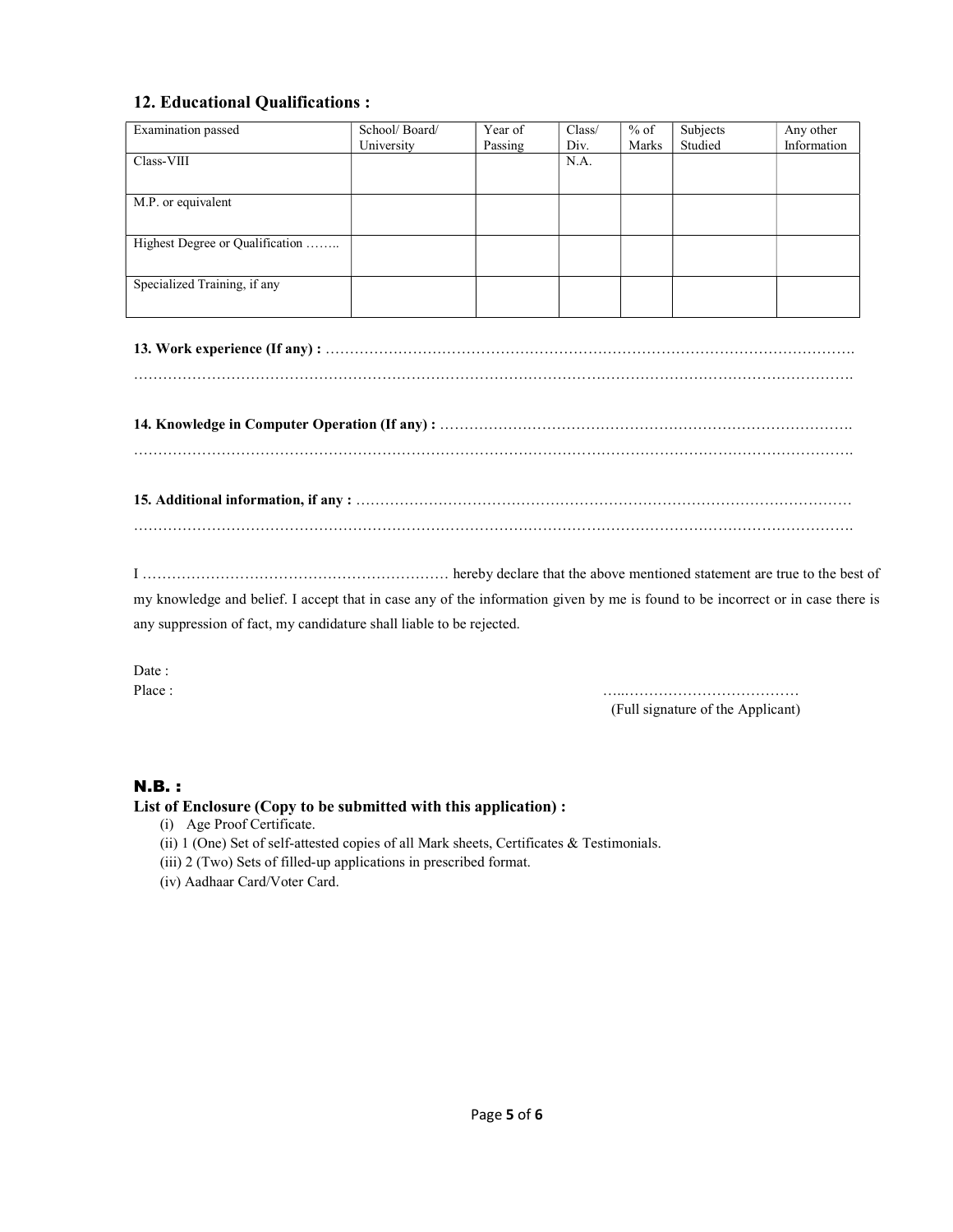## 12. Educational Qualifications :

| Examination passed | School/ Board/ University | Year of Passing | Class/ Div. | % of Marks | Subjects Studied | Any other Information |
|---|---|---|---|---|---|---|
| Class-VIII | | | N.A. | | | |
| M.P. or equivalent | | | | | | |
| Highest Degree or Qualification …….. | | | | | | |
| Specialized Training, if any | | | | | | |

**13. Work experience (If any) :** ……………………………………………………………………………………………….
……………………………………………………………………………………………………………………………….

**14. Knowledge in Computer Operation (If any) :** ……………………………………………………………………….
……………………………………………………………………………………………………………………………….

**15. Additional information, if any :** …………………………………………………………………………………………
……………………………………………………………………………………………………………………………….

I ……………………………………………………… hereby declare that the above mentioned statement are true to the best of my knowledge and belief. I accept that in case any of the information given by me is found to be incorrect or in case there is any suppression of fact, my candidature shall liable to be rejected.

Date :

Place :

…...………………………………
(Full signature of the Applicant)

**N.B. :**

**List of Enclosure (Copy to be submitted with this application) :**

(i) Age Proof Certificate.
(ii) 1 (One) Set of self-attested copies of all Mark sheets, Certificates & Testimonials.
(iii) 2 (Two) Sets of filled-up applications in prescribed format.
(iv) Aadhaar Card/Voter Card.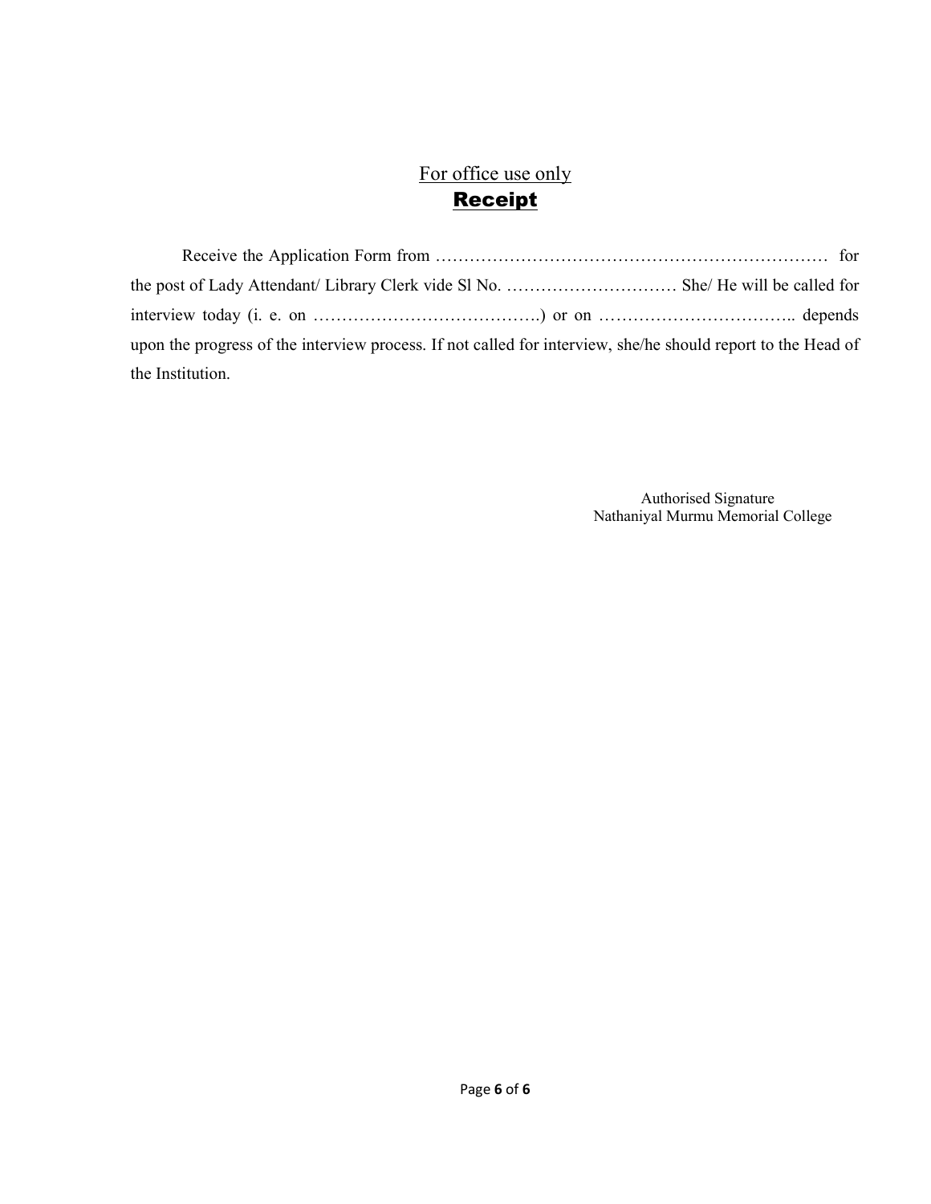For office use only

## **Receipt**

Receive the Application Form from …………………………………………………………… for the post of Lady Attendant/ Library Clerk vide Sl No. ………………………… She/ He will be called for interview today (i. e. on ………………………………….) or on …………………………….. depends upon the progress of the interview process. If not called for interview, she/he should report to the Head of the Institution.

Authorised Signature
Nathaniyal Murmu Memorial College